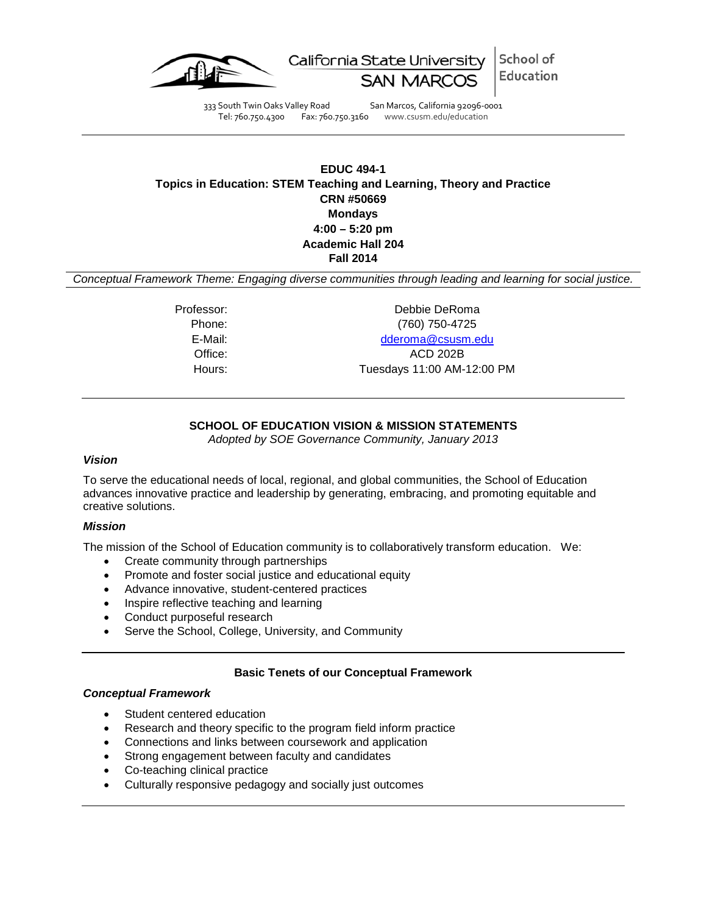California State University SAN MARCOS | School of Education

333 South Twin Oaks Valley Road San Marcos, California 92096-0001
Tel: 760.750.4300 Fax: 760.750.3160 www.csusm.edu/education

---

**EDUC 494-1**
**Topics in Education: STEM Teaching and Learning, Theory and Practice**
**CRN #50669**
**Mondays**
**4:00 – 5:20 pm**
**Academic Hall 204**
**Fall 2014**

*Conceptual Framework Theme: Engaging diverse communities through leading and learning for social justice.*

| | |
|---|---|
| Professor: | Debbie DeRoma |
| Phone: | (760) 750-4725 |
| E-Mail: | dderoma@csusm.edu |
| Office: | ACD 202B |
| Hours: | Tuesdays 11:00 AM-12:00 PM |

---

## SCHOOL OF EDUCATION VISION & MISSION STATEMENTS

*Adopted by SOE Governance Community, January 2013*

### *Vision*

To serve the educational needs of local, regional, and global communities, the School of Education advances innovative practice and leadership by generating, embracing, and promoting equitable and creative solutions.

### *Mission*

The mission of the School of Education community is to collaboratively transform education. We:

- Create community through partnerships
- Promote and foster social justice and educational equity
- Advance innovative, student-centered practices
- Inspire reflective teaching and learning
- Conduct purposeful research
- Serve the School, College, University, and Community

---

## Basic Tenets of our Conceptual Framework

### *Conceptual Framework*

- Student centered education
- Research and theory specific to the program field inform practice
- Connections and links between coursework and application
- Strong engagement between faculty and candidates
- Co-teaching clinical practice
- Culturally responsive pedagogy and socially just outcomes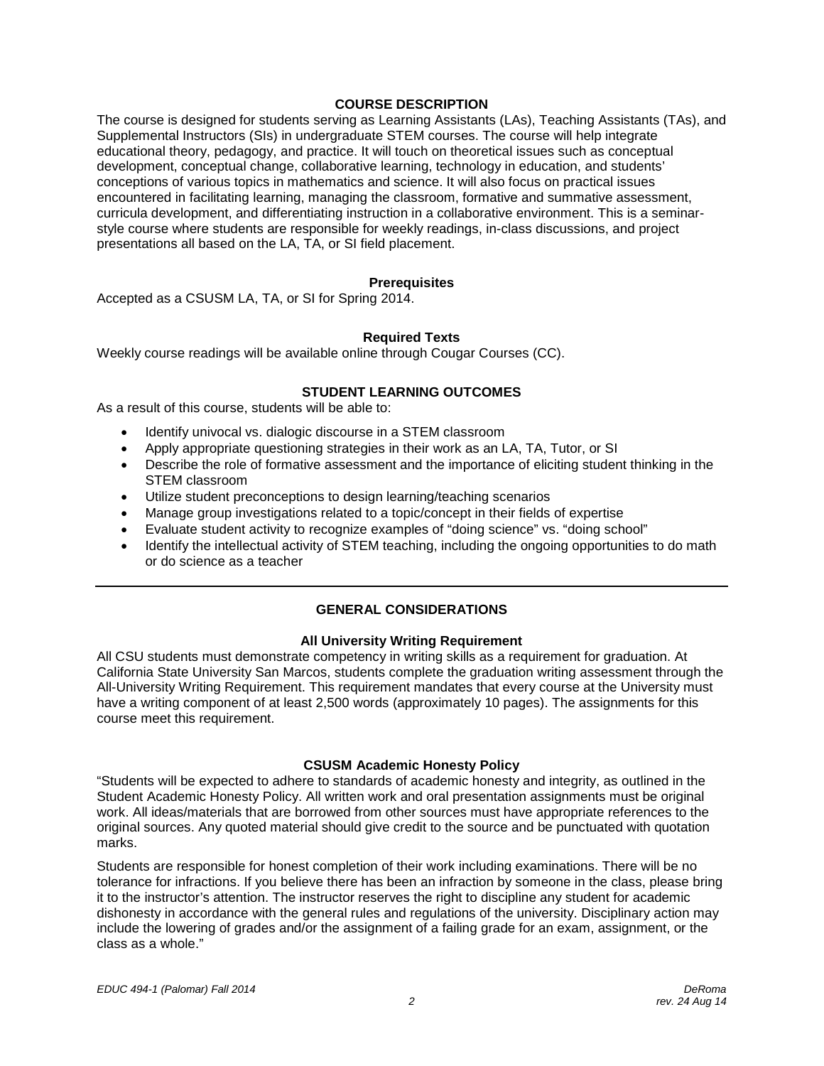## COURSE DESCRIPTION

The course is designed for students serving as Learning Assistants (LAs), Teaching Assistants (TAs), and Supplemental Instructors (SIs) in undergraduate STEM courses. The course will help integrate educational theory, pedagogy, and practice. It will touch on theoretical issues such as conceptual development, conceptual change, collaborative learning, technology in education, and students' conceptions of various topics in mathematics and science. It will also focus on practical issues encountered in facilitating learning, managing the classroom, formative and summative assessment, curricula development, and differentiating instruction in a collaborative environment. This is a seminar-style course where students are responsible for weekly readings, in-class discussions, and project presentations all based on the LA, TA, or SI field placement.

### Prerequisites

Accepted as a CSUSM LA, TA, or SI for Spring 2014.

### Required Texts

Weekly course readings will be available online through Cougar Courses (CC).

## STUDENT LEARNING OUTCOMES

As a result of this course, students will be able to:

- Identify univocal vs. dialogic discourse in a STEM classroom
- Apply appropriate questioning strategies in their work as an LA, TA, Tutor, or SI
- Describe the role of formative assessment and the importance of eliciting student thinking in the STEM classroom
- Utilize student preconceptions to design learning/teaching scenarios
- Manage group investigations related to a topic/concept in their fields of expertise
- Evaluate student activity to recognize examples of "doing science" vs. "doing school"
- Identify the intellectual activity of STEM teaching, including the ongoing opportunities to do math or do science as a teacher

---

## GENERAL CONSIDERATIONS

### All University Writing Requirement

All CSU students must demonstrate competency in writing skills as a requirement for graduation. At California State University San Marcos, students complete the graduation writing assessment through the All-University Writing Requirement. This requirement mandates that every course at the University must have a writing component of at least 2,500 words (approximately 10 pages). The assignments for this course meet this requirement.

### CSUSM Academic Honesty Policy

"Students will be expected to adhere to standards of academic honesty and integrity, as outlined in the Student Academic Honesty Policy. All written work and oral presentation assignments must be original work. All ideas/materials that are borrowed from other sources must have appropriate references to the original sources. Any quoted material should give credit to the source and be punctuated with quotation marks.

Students are responsible for honest completion of their work including examinations. There will be no tolerance for infractions. If you believe there has been an infraction by someone in the class, please bring it to the instructor's attention. The instructor reserves the right to discipline any student for academic dishonesty in accordance with the general rules and regulations of the university. Disciplinary action may include the lowering of grades and/or the assignment of a failing grade for an exam, assignment, or the class as a whole."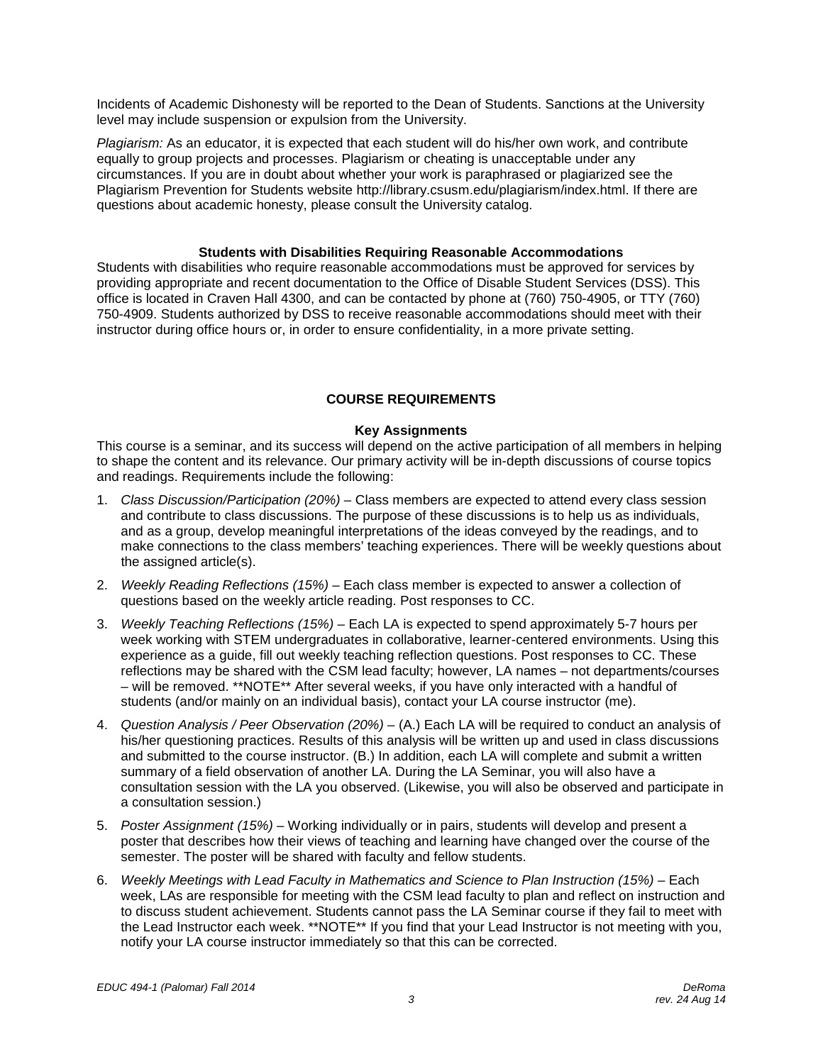Incidents of Academic Dishonesty will be reported to the Dean of Students. Sanctions at the University level may include suspension or expulsion from the University.

*Plagiarism:* As an educator, it is expected that each student will do his/her own work, and contribute equally to group projects and processes. Plagiarism or cheating is unacceptable under any circumstances. If you are in doubt about whether your work is paraphrased or plagiarized see the Plagiarism Prevention for Students website http://library.csusm.edu/plagiarism/index.html. If there are questions about academic honesty, please consult the University catalog.

### Students with Disabilities Requiring Reasonable Accommodations

Students with disabilities who require reasonable accommodations must be approved for services by providing appropriate and recent documentation to the Office of Disable Student Services (DSS). This office is located in Craven Hall 4300, and can be contacted by phone at (760) 750-4905, or TTY (760) 750-4909. Students authorized by DSS to receive reasonable accommodations should meet with their instructor during office hours or, in order to ensure confidentiality, in a more private setting.

## COURSE REQUIREMENTS

### Key Assignments

This course is a seminar, and its success will depend on the active participation of all members in helping to shape the content and its relevance. Our primary activity will be in-depth discussions of course topics and readings. Requirements include the following:

1. *Class Discussion/Participation (20%)* – Class members are expected to attend every class session and contribute to class discussions. The purpose of these discussions is to help us as individuals, and as a group, develop meaningful interpretations of the ideas conveyed by the readings, and to make connections to the class members' teaching experiences. There will be weekly questions about the assigned article(s).
2. *Weekly Reading Reflections (15%)* – Each class member is expected to answer a collection of questions based on the weekly article reading. Post responses to CC.
3. *Weekly Teaching Reflections (15%)* – Each LA is expected to spend approximately 5-7 hours per week working with STEM undergraduates in collaborative, learner-centered environments. Using this experience as a guide, fill out weekly teaching reflection questions. Post responses to CC. These reflections may be shared with the CSM lead faculty; however, LA names – not departments/courses – will be removed. **NOTE** After several weeks, if you have only interacted with a handful of students (and/or mainly on an individual basis), contact your LA course instructor (me).
4. *Question Analysis / Peer Observation (20%)* – (A.) Each LA will be required to conduct an analysis of his/her questioning practices. Results of this analysis will be written up and used in class discussions and submitted to the course instructor. (B.) In addition, each LA will complete and submit a written summary of a field observation of another LA. During the LA Seminar, you will also have a consultation session with the LA you observed. (Likewise, you will also be observed and participate in a consultation session.)
5. *Poster Assignment (15%)* – Working individually or in pairs, students will develop and present a poster that describes how their views of teaching and learning have changed over the course of the semester. The poster will be shared with faculty and fellow students.
6. *Weekly Meetings with Lead Faculty in Mathematics and Science to Plan Instruction (15%)* – Each week, LAs are responsible for meeting with the CSM lead faculty to plan and reflect on instruction and to discuss student achievement. Students cannot pass the LA Seminar course if they fail to meet with the Lead Instructor each week. **NOTE** If you find that your Lead Instructor is not meeting with you, notify your LA course instructor immediately so that this can be corrected.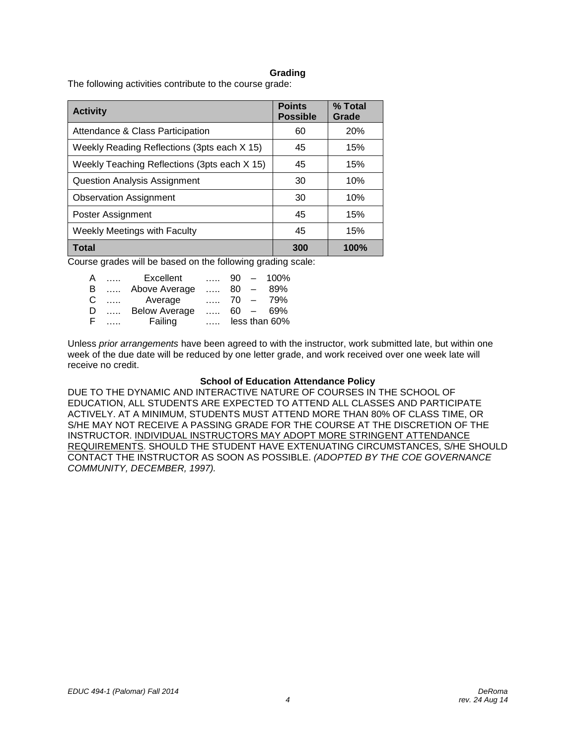## Grading

The following activities contribute to the course grade:

| Activity | Points Possible | % Total Grade |
|---|---|---|
| Attendance & Class Participation | 60 | 20% |
| Weekly Reading Reflections (3pts each X 15) | 45 | 15% |
| Weekly Teaching Reflections (3pts each X 15) | 45 | 15% |
| Question Analysis Assignment | 30 | 10% |
| Observation Assignment | 30 | 10% |
| Poster Assignment | 45 | 15% |
| Weekly Meetings with Faculty | 45 | 15% |
| **Total** | **300** | **100%** |

Course grades will be based on the following grading scale:

A ….. Excellent ….. 90 – 100%
B ….. Above Average ….. 80 – 89%
C ….. Average ….. 70 – 79%
D ….. Below Average ….. 60 – 69%
F ….. Failing ….. less than 60%

Unless *prior arrangements* have been agreed to with the instructor, work submitted late, but within one week of the due date will be reduced by one letter grade, and work received over one week late will receive no credit.

## School of Education Attendance Policy

DUE TO THE DYNAMIC AND INTERACTIVE NATURE OF COURSES IN THE SCHOOL OF EDUCATION, ALL STUDENTS ARE EXPECTED TO ATTEND ALL CLASSES AND PARTICIPATE ACTIVELY. AT A MINIMUM, STUDENTS MUST ATTEND MORE THAN 80% OF CLASS TIME, OR S/HE MAY NOT RECEIVE A PASSING GRADE FOR THE COURSE AT THE DISCRETION OF THE INSTRUCTOR. <u>INDIVIDUAL INSTRUCTORS MAY ADOPT MORE STRINGENT ATTENDANCE REQUIREMENTS</u>. SHOULD THE STUDENT HAVE EXTENUATING CIRCUMSTANCES, S/HE SHOULD CONTACT THE INSTRUCTOR AS SOON AS POSSIBLE. *(ADOPTED BY THE COE GOVERNANCE COMMUNITY, DECEMBER, 1997).*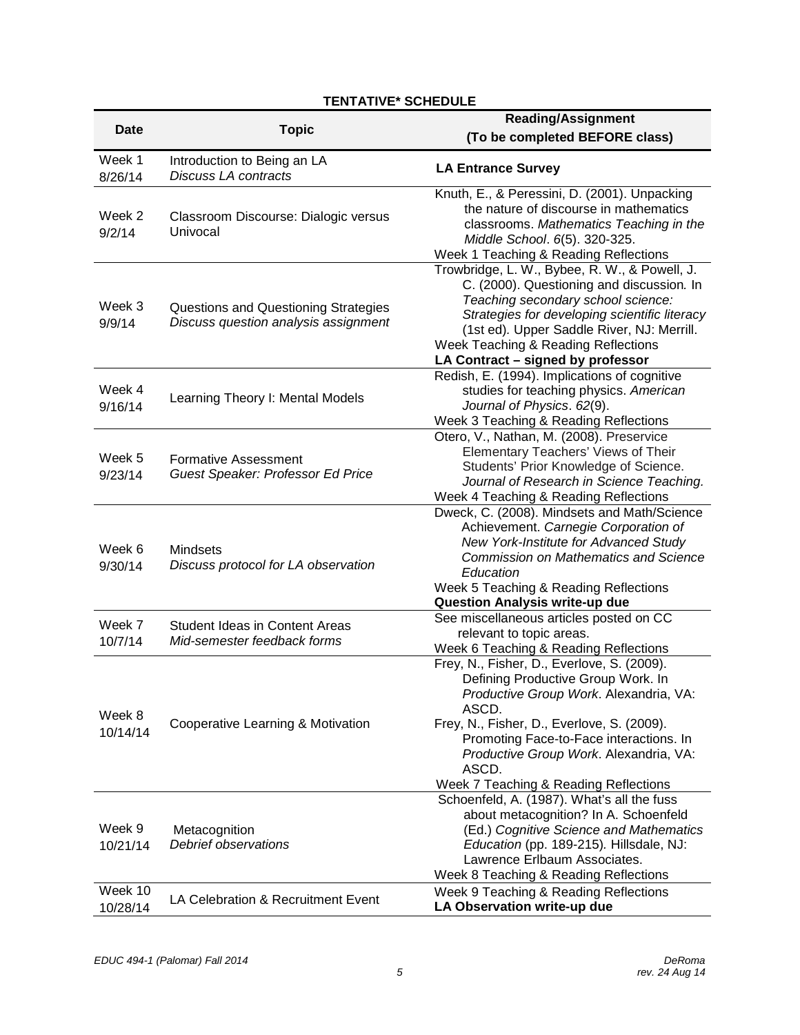## TENTATIVE* SCHEDULE

| Date | Topic | Reading/Assignment (To be completed BEFORE class) |
|---|---|---|
| Week 1 8/26/14 | Introduction to Being an LA *Discuss LA contracts* | **LA Entrance Survey** |
| Week 2 9/2/14 | Classroom Discourse: Dialogic versus Univocal | Knuth, E., & Peressini, D. (2001). Unpacking the nature of discourse in mathematics classrooms. *Mathematics Teaching in the Middle School*. *6*(5). 320-325. Week 1 Teaching & Reading Reflections |
| Week 3 9/9/14 | Questions and Questioning Strategies *Discuss question analysis assignment* | Trowbridge, L. W., Bybee, R. W., & Powell, J. C. (2000). Questioning and discussion. In *Teaching secondary school science: Strategies for developing scientific literacy* (1st ed). Upper Saddle River, NJ: Merrill. Week Teaching & Reading Reflections **LA Contract – signed by professor** |
| Week 4 9/16/14 | Learning Theory I: Mental Models | Redish, E. (1994). Implications of cognitive studies for teaching physics. *American Journal of Physics*. *62*(9). Week 3 Teaching & Reading Reflections |
| Week 5 9/23/14 | Formative Assessment *Guest Speaker: Professor Ed Price* | Otero, V., Nathan, M. (2008). Preservice Elementary Teachers' Views of Their Students' Prior Knowledge of Science. *Journal of Research in Science Teaching.* Week 4 Teaching & Reading Reflections |
| Week 6 9/30/14 | Mindsets *Discuss protocol for LA observation* | Dweck, C. (2008). Mindsets and Math/Science Achievement. *Carnegie Corporation of New York-Institute for Advanced Study Commission on Mathematics and Science Education* Week 5 Teaching & Reading Reflections **Question Analysis write-up due** |
| Week 7 10/7/14 | Student Ideas in Content Areas *Mid-semester feedback forms* | See miscellaneous articles posted on CC relevant to topic areas. Week 6 Teaching & Reading Reflections |
| Week 8 10/14/14 | Cooperative Learning & Motivation | Frey, N., Fisher, D., Everlove, S. (2009). Defining Productive Group Work. In *Productive Group Work*. Alexandria, VA: ASCD. Frey, N., Fisher, D., Everlove, S. (2009). Promoting Face-to-Face interactions. In *Productive Group Work*. Alexandria, VA: ASCD. Week 7 Teaching & Reading Reflections |
| Week 9 10/21/14 | Metacognition *Debrief observations* | Schoenfeld, A. (1987). What's all the fuss about metacognition? In A. Schoenfeld (Ed.) *Cognitive Science and Mathematics Education* (pp. 189-215). Hillsdale, NJ: Lawrence Erlbaum Associates. Week 8 Teaching & Reading Reflections |
| Week 10 10/28/14 | LA Celebration & Recruitment Event | Week 9 Teaching & Reading Reflections **LA Observation write-up due** |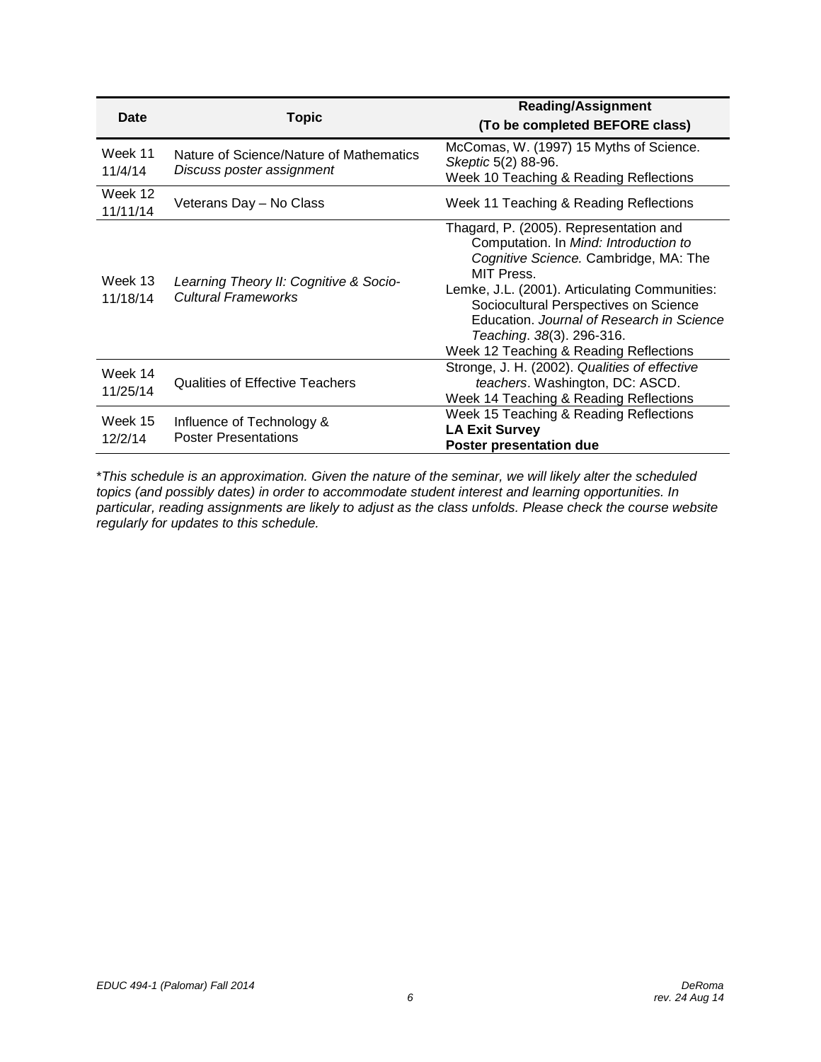| Date | Topic | Reading/Assignment (To be completed BEFORE class) |
|---|---|---|
| Week 11 11/4/14 | Nature of Science/Nature of Mathematics *Discuss poster assignment* | McComas, W. (1997) 15 Myths of Science. *Skeptic* 5(2) 88-96. Week 10 Teaching & Reading Reflections |
| Week 12 11/11/14 | Veterans Day – No Class | Week 11 Teaching & Reading Reflections |
| Week 13 11/18/14 | *Learning Theory II: Cognitive & Socio-Cultural Frameworks* | Thagard, P. (2005). Representation and Computation. In *Mind: Introduction to Cognitive Science.* Cambridge, MA: The MIT Press. Lemke, J.L. (2001). Articulating Communities: Sociocultural Perspectives on Science Education. *Journal of Research in Science Teaching*. *38*(3). 296-316. Week 12 Teaching & Reading Reflections |
| Week 14 11/25/14 | Qualities of Effective Teachers | Stronge, J. H. (2002). *Qualities of effective teachers*. Washington, DC: ASCD. Week 14 Teaching & Reading Reflections |
| Week 15 12/2/14 | Influence of Technology & Poster Presentations | Week 15 Teaching & Reading Reflections **LA Exit Survey** **Poster presentation due** |

*\*This schedule is an approximation. Given the nature of the seminar, we will likely alter the scheduled topics (and possibly dates) in order to accommodate student interest and learning opportunities. In particular, reading assignments are likely to adjust as the class unfolds. Please check the course website regularly for updates to this schedule.*